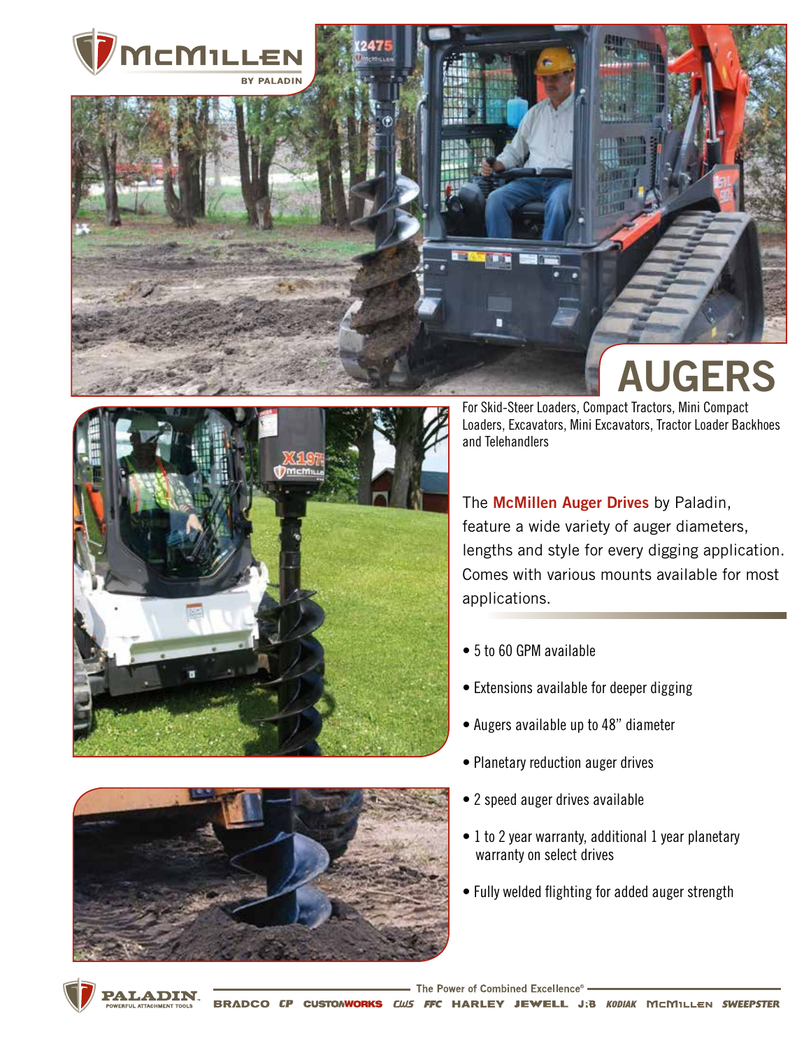# AUGERS

For Skid-Steer Loaders, Compact Tractors, Mini Compact Loaders, Excavators, Mini Excavators, Tractor Loader Backhoes and Telehandlers

The **McMillen Auger Drives** by Paladin, feature a wide variety of auger diameters, lengths and style for every digging application. Comes with various mounts available for most applications.

- 5 to 60 GPM available
- Extensions available for deeper digging
- Augers available up to 48" diameter
- Planetary reduction auger drives
- 2 speed auger drives available
- 1 to 2 year warranty, additional 1 year planetary warranty on select drives
- Fully welded flighting for added auger strength

The Power of Combined Excellence®

BRADCO CP CUSTOMWORKS CWS FFC HARLEY JEWELL J:B KODIAK McMILLEN SWEEPSTER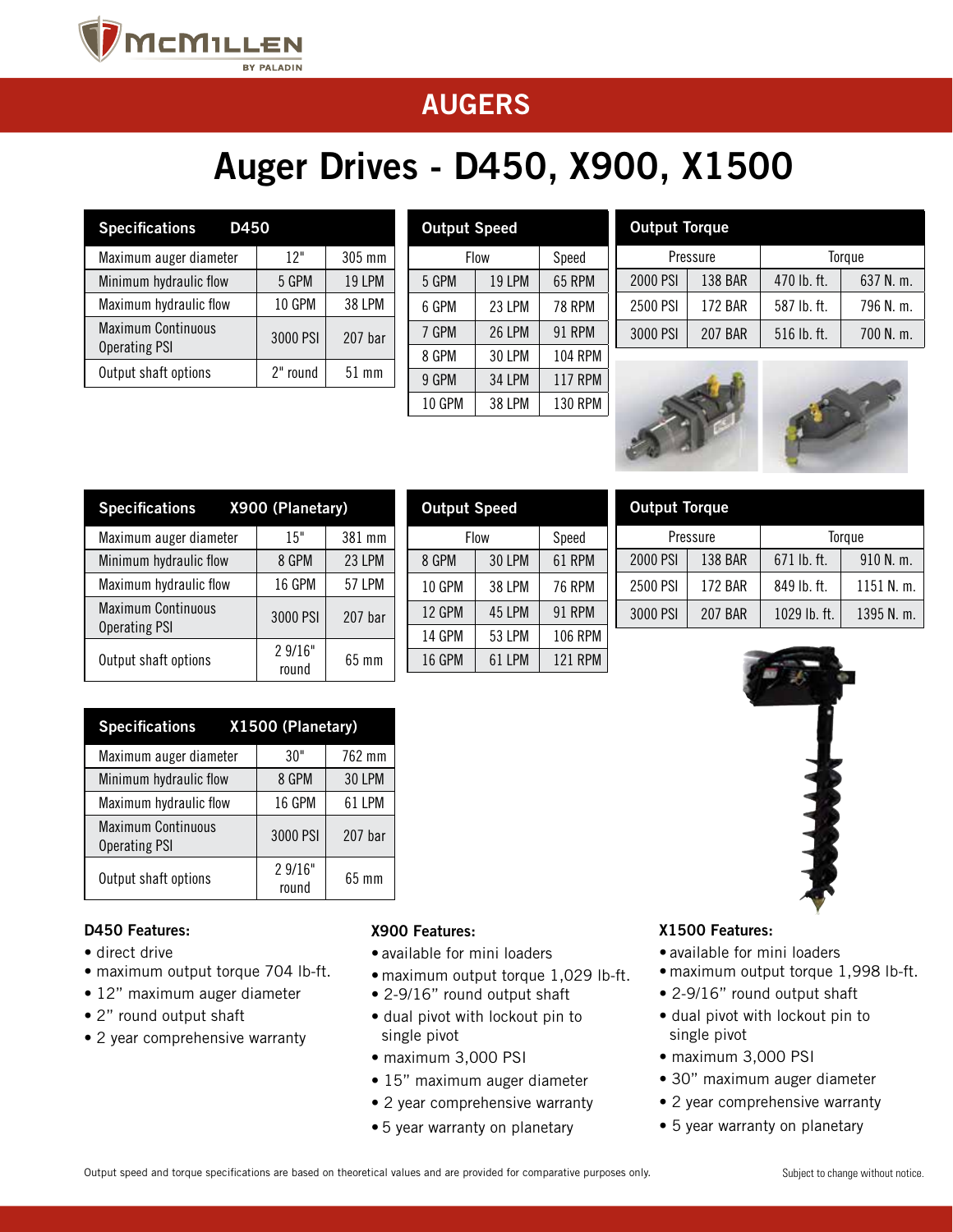## AUGERS

# Auger Drives - D450, X900, X1500

| Specifications | D450 | |
|---|---|---|
| Maximum auger diameter | 12" | 305 mm |
| Minimum hydraulic flow | 5 GPM | 19 LPM |
| Maximum hydraulic flow | 10 GPM | 38 LPM |
| Maximum Continuous Operating PSI | 3000 PSI | 207 bar |
| Output shaft options | 2" round | 51 mm |

| Output Speed | | |
|---|---|---|
| Flow | | Speed |
| 5 GPM | 19 LPM | 65 RPM |
| 6 GPM | 23 LPM | 78 RPM |
| 7 GPM | 26 LPM | 91 RPM |
| 8 GPM | 30 LPM | 104 RPM |
| 9 GPM | 34 LPM | 117 RPM |
| 10 GPM | 38 LPM | 130 RPM |

| Output Torque | | | |
|---|---|---|---|
| Pressure | | Torque | |
| 2000 PSI | 138 BAR | 470 lb. ft. | 637 N. m. |
| 2500 PSI | 172 BAR | 587 lb. ft. | 796 N. m. |
| 3000 PSI | 207 BAR | 516 lb. ft. | 700 N. m. |

| Specifications | X900 (Planetary) | |
|---|---|---|
| Maximum auger diameter | 15" | 381 mm |
| Minimum hydraulic flow | 8 GPM | 23 LPM |
| Maximum hydraulic flow | 16 GPM | 57 LPM |
| Maximum Continuous Operating PSI | 3000 PSI | 207 bar |
| Output shaft options | 2 9/16" round | 65 mm |

| Output Speed | | |
|---|---|---|
| Flow | | Speed |
| 8 GPM | 30 LPM | 61 RPM |
| 10 GPM | 38 LPM | 76 RPM |
| 12 GPM | 45 LPM | 91 RPM |
| 14 GPM | 53 LPM | 106 RPM |
| 16 GPM | 61 LPM | 121 RPM |

| Output Torque | | | |
|---|---|---|---|
| Pressure | | Torque | |
| 2000 PSI | 138 BAR | 671 lb. ft. | 910 N. m. |
| 2500 PSI | 172 BAR | 849 lb. ft. | 1151 N. m. |
| 3000 PSI | 207 BAR | 1029 lb. ft. | 1395 N. m. |

| Specifications | X1500 (Planetary) | |
|---|---|---|
| Maximum auger diameter | 30" | 762 mm |
| Minimum hydraulic flow | 8 GPM | 30 LPM |
| Maximum hydraulic flow | 16 GPM | 61 LPM |
| Maximum Continuous Operating PSI | 3000 PSI | 207 bar |
| Output shaft options | 2 9/16" round | 65 mm |

**D450 Features:**

- direct drive
- maximum output torque 704 lb-ft.
- 12" maximum auger diameter
- 2" round output shaft
- 2 year comprehensive warranty

**X900 Features:**

- available for mini loaders
- maximum output torque 1,029 lb-ft.
- 2-9/16" round output shaft
- dual pivot with lockout pin to single pivot
- maximum 3,000 PSI
- 15" maximum auger diameter
- 2 year comprehensive warranty
- 5 year warranty on planetary

**X1500 Features:**

- available for mini loaders
- maximum output torque 1,998 lb-ft.
- 2-9/16" round output shaft
- dual pivot with lockout pin to single pivot
- maximum 3,000 PSI
- 30" maximum auger diameter
- 2 year comprehensive warranty
- 5 year warranty on planetary

Output speed and torque specifications are based on theoretical values and are provided for comparative purposes only.

Subject to change without notice.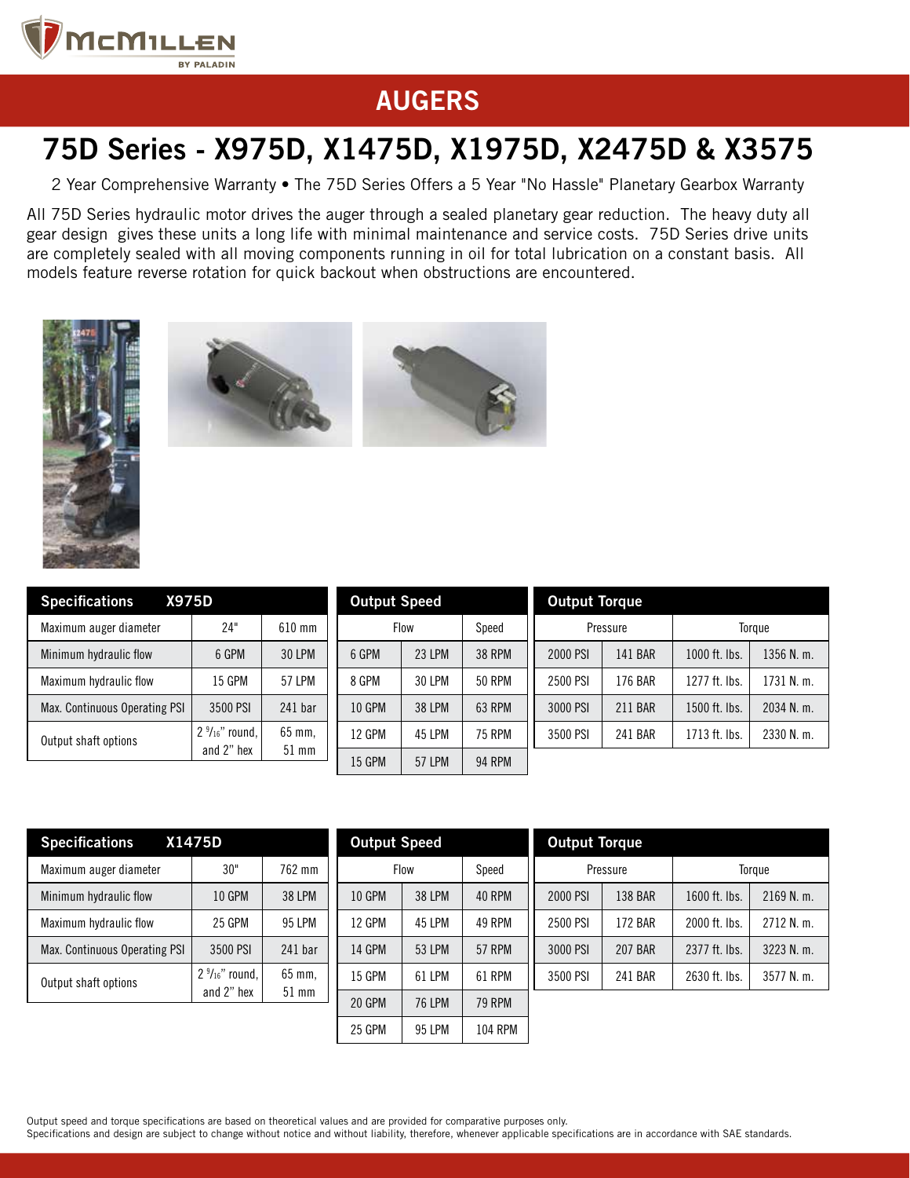# AUGERS

## 75D Series - X975D, X1475D, X1975D, X2475D & X3575

2 Year Comprehensive Warranty • The 75D Series Offers a 5 Year "No Hassle" Planetary Gearbox Warranty

All 75D Series hydraulic motor drives the auger through a sealed planetary gear reduction. The heavy duty all gear design gives these units a long life with minimal maintenance and service costs. 75D Series drive units are completely sealed with all moving components running in oil for total lubrication on a constant basis. All models feature reverse rotation for quick backout when obstructions are encountered.

| Specifications X975D | | |
|---|---|---|
| Maximum auger diameter | 24" | 610 mm |
| Minimum hydraulic flow | 6 GPM | 30 LPM |
| Maximum hydraulic flow | 15 GPM | 57 LPM |
| Max. Continuous Operating PSI | 3500 PSI | 241 bar |
| Output shaft options | 2 9/16" round, and 2" hex | 65 mm, 51 mm |

| Output Speed | | |
|---|---|---|
| Flow | | Speed |
| 6 GPM | 23 LPM | 38 RPM |
| 8 GPM | 30 LPM | 50 RPM |
| 10 GPM | 38 LPM | 63 RPM |
| 12 GPM | 45 LPM | 75 RPM |
| 15 GPM | 57 LPM | 94 RPM |

| Output Torque | | | |
|---|---|---|---|
| Pressure | | Torque | |
| 2000 PSI | 141 BAR | 1000 ft. lbs. | 1356 N. m. |
| 2500 PSI | 176 BAR | 1277 ft. lbs. | 1731 N. m. |
| 3000 PSI | 211 BAR | 1500 ft. lbs. | 2034 N. m. |
| 3500 PSI | 241 BAR | 1713 ft. lbs. | 2330 N. m. |

| Specifications X1475D | | |
|---|---|---|
| Maximum auger diameter | 30" | 762 mm |
| Minimum hydraulic flow | 10 GPM | 38 LPM |
| Maximum hydraulic flow | 25 GPM | 95 LPM |
| Max. Continuous Operating PSI | 3500 PSI | 241 bar |
| Output shaft options | 2 9/16" round, and 2" hex | 65 mm, 51 mm |

| Output Speed | | |
|---|---|---|
| Flow | | Speed |
| 10 GPM | 38 LPM | 40 RPM |
| 12 GPM | 45 LPM | 49 RPM |
| 14 GPM | 53 LPM | 57 RPM |
| 15 GPM | 61 LPM | 61 RPM |
| 20 GPM | 76 LPM | 79 RPM |
| 25 GPM | 95 LPM | 104 RPM |

| Output Torque | | | |
|---|---|---|---|
| Pressure | | Torque | |
| 2000 PSI | 138 BAR | 1600 ft. lbs. | 2169 N. m. |
| 2500 PSI | 172 BAR | 2000 ft. lbs. | 2712 N. m. |
| 3000 PSI | 207 BAR | 2377 ft. lbs. | 3223 N. m. |
| 3500 PSI | 241 BAR | 2630 ft. lbs. | 3577 N. m. |

Output speed and torque specifications are based on theoretical values and are provided for comparative purposes only.
Specifications and design are subject to change without notice and without liability, therefore, whenever applicable specifications are in accordance with SAE standards.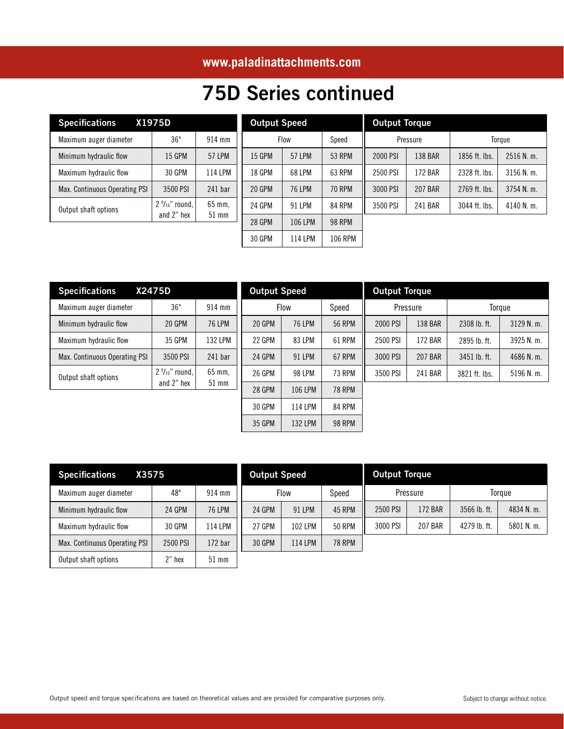# 75D Series continued

| Specifications | X1975D | |
|---|---|---|
| Maximum auger diameter | 36" | 914 mm |
| Minimum hydraulic flow | 15 GPM | 57 LPM |
| Maximum hydraulic flow | 30 GPM | 114 LPM |
| Max. Continuous Operating PSI | 3500 PSI | 241 bar |
| Output shaft options | 2 9/16" round, and 2" hex | 65 mm, 51 mm |

| Output Speed | | |
|---|---|---|
| Flow | | Speed |
| 15 GPM | 57 LPM | 53 RPM |
| 18 GPM | 68 LPM | 63 RPM |
| 20 GPM | 76 LPM | 70 RPM |
| 24 GPM | 91 LPM | 84 RPM |
| 28 GPM | 106 LPM | 98 RPM |
| 30 GPM | 114 LPM | 106 RPM |

| Output Torque | | | |
|---|---|---|---|
| Pressure | | Torque | |
| 2000 PSI | 138 BAR | 1856 ft. lbs. | 2516 N. m. |
| 2500 PSI | 172 BAR | 2328 ft. lbs. | 3156 N. m. |
| 3000 PSI | 207 BAR | 2769 ft. lbs. | 3754 N. m. |
| 3500 PSI | 241 BAR | 3044 ft. lbs. | 4140 N. m. |

| Specifications | X2475D | |
|---|---|---|
| Maximum auger diameter | 36" | 914 mm |
| Minimum hydraulic flow | 20 GPM | 76 LPM |
| Maximum hydraulic flow | 35 GPM | 132 LPM |
| Max. Continuous Operating PSI | 3500 PSI | 241 bar |
| Output shaft options | 2 9/16" round, and 2" hex | 65 mm, 51 mm |

| Output Speed | | |
|---|---|---|
| Flow | | Speed |
| 20 GPM | 76 LPM | 56 RPM |
| 22 GPM | 83 LPM | 61 RPM |
| 24 GPM | 91 LPM | 67 RPM |
| 26 GPM | 98 LPM | 73 RPM |
| 28 GPM | 106 LPM | 78 RPM |
| 30 GPM | 114 LPM | 84 RPM |
| 35 GPM | 132 LPM | 98 RPM |

| Output Torque | | | |
|---|---|---|---|
| Pressure | | Torque | |
| 2000 PSI | 138 BAR | 2308 lb. ft. | 3129 N. m. |
| 2500 PSI | 172 BAR | 2895 lb. ft. | 3925 N. m. |
| 3000 PSI | 207 BAR | 3451 lb. ft. | 4686 N. m. |
| 3500 PSI | 241 BAR | 3821 ft. lbs. | 5196 N. m. |

| Specifications | X3575 | |
|---|---|---|
| Maximum auger diameter | 48" | 914 mm |
| Minimum hydraulic flow | 24 GPM | 76 LPM |
| Maximum hydraulic flow | 30 GPM | 114 LPM |
| Max. Continuous Operating PSI | 2500 PSI | 172 bar |
| Output shaft options | 2" hex | 51 mm |

| Output Speed | | |
|---|---|---|
| Flow | | Speed |
| 24 GPM | 91 LPM | 45 RPM |
| 27 GPM | 102 LPM | 50 RPM |
| 30 GPM | 114 LPM | 78 RPM |

| Output Torque | | | |
|---|---|---|---|
| Pressure | | Torque | |
| 2500 PSI | 172 BAR | 3566 lb. ft. | 4834 N. m. |
| 3000 PSI | 207 BAR | 4279 lb. ft. | 5801 N. m. |

Output speed and torque specifications are based on theoretical values and are provided for comparative purposes only.

Subject to change without notice.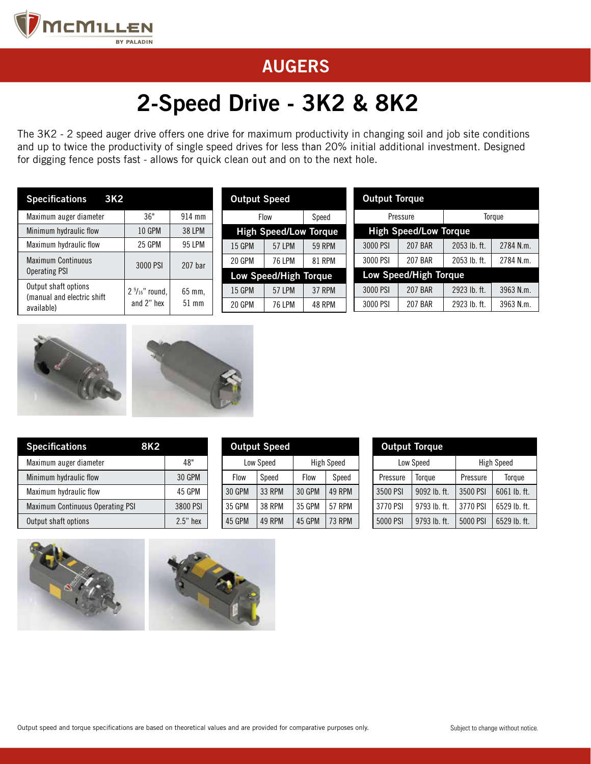# AUGERS

# 2-Speed Drive - 3K2 & 8K2

The 3K2 - 2 speed auger drive offers one drive for maximum productivity in changing soil and job site conditions and up to twice the productivity of single speed drives for less than 20% initial additional investment. Designed for digging fence posts fast - allows for quick clean out and on to the next hole.

| Specifications 3K2 | | |
|---|---|---|
| Maximum auger diameter | 36" | 914 mm |
| Minimum hydraulic flow | 10 GPM | 38 LPM |
| Maximum hydraulic flow | 25 GPM | 95 LPM |
| Maximum Continuous Operating PSI | 3000 PSI | 207 bar |
| Output shaft options (manual and electric shift available) | 2 9/16" round, and 2" hex | 65 mm, 51 mm |

| Output Speed | | |
|---|---|---|
| Flow | | Speed |
| **High Speed/Low Torque** | | |
| 15 GPM | 57 LPM | 59 RPM |
| 20 GPM | 76 LPM | 81 RPM |
| **Low Speed/High Torque** | | |
| 15 GPM | 57 LPM | 37 RPM |
| 20 GPM | 76 LPM | 48 RPM |

| Output Torque | | | |
|---|---|---|---|
| Pressure | | Torque | |
| **High Speed/Low Torque** | | | |
| 3000 PSI | 207 BAR | 2053 lb. ft. | 2784 N.m. |
| 3000 PSI | 207 BAR | 2053 lb. ft. | 2784 N.m. |
| **Low Speed/High Torque** | | | |
| 3000 PSI | 207 BAR | 2923 lb. ft. | 3963 N.m. |
| 3000 PSI | 207 BAR | 2923 lb. ft. | 3963 N.m. |

| Specifications 8K2 | |
|---|---|
| Maximum auger diameter | 48" |
| Minimum hydraulic flow | 30 GPM |
| Maximum hydraulic flow | 45 GPM |
| Maximum Continuous Operating PSI | 3800 PSI |
| Output shaft options | 2.5" hex |

| Output Speed | | | |
|---|---|---|---|
| Low Speed | | High Speed | |
| Flow | Speed | Flow | Speed |
| 30 GPM | 33 RPM | 30 GPM | 49 RPM |
| 35 GPM | 38 RPM | 35 GPM | 57 RPM |
| 45 GPM | 49 RPM | 45 GPM | 73 RPM |

| Output Torque | | | |
|---|---|---|---|
| Low Speed | | High Speed | |
| Pressure | Torque | Pressure | Torque |
| 3500 PSI | 9092 lb. ft. | 3500 PSI | 6061 lb. ft. |
| 3770 PSI | 9793 lb. ft. | 3770 PSI | 6529 lb. ft. |
| 5000 PSI | 9793 lb. ft. | 5000 PSI | 6529 lb. ft. |

Output speed and torque specifications are based on theoretical values and are provided for comparative purposes only.

Subject to change without notice.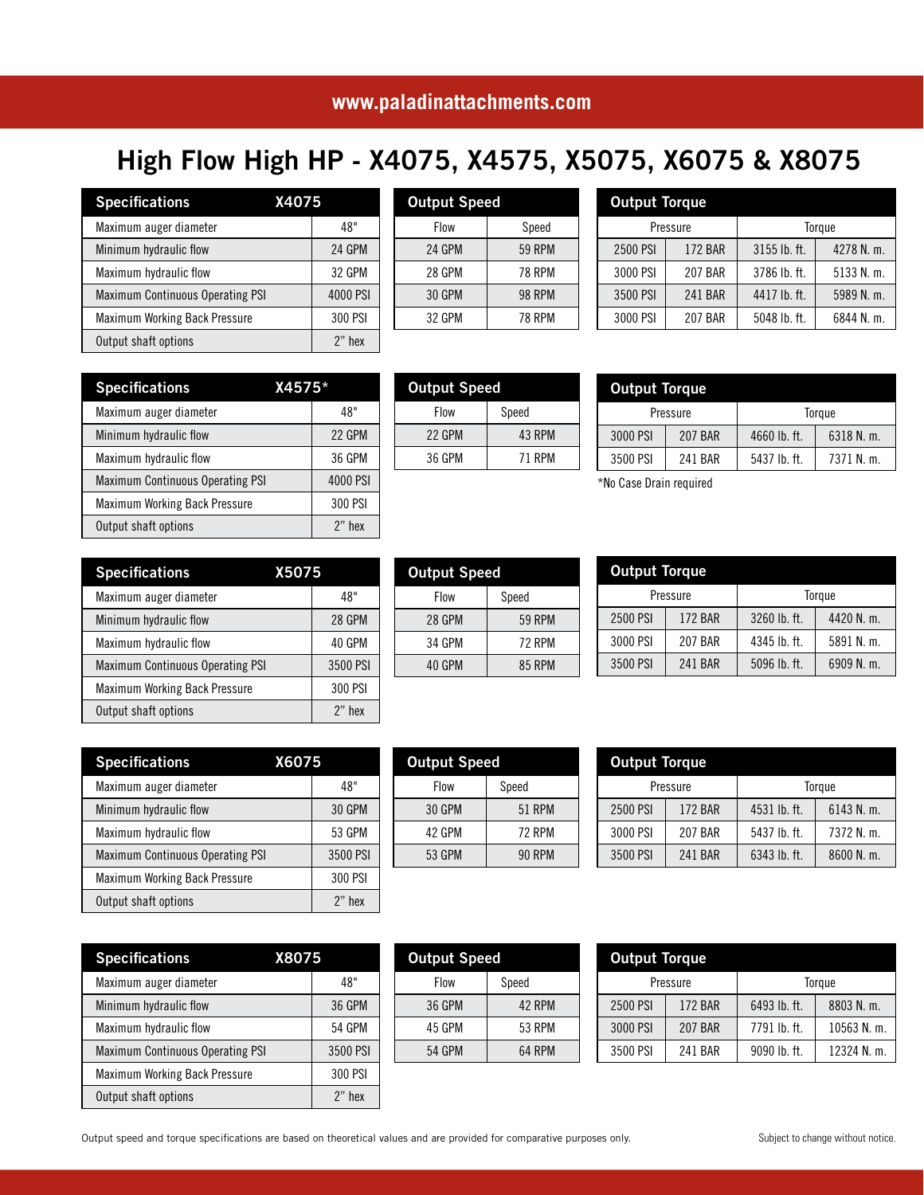www.paladinattachments.com

# High Flow High HP - X4075, X4575, X5075, X6075 & X8075

| Specifications | X4075 |
|---|---|
| Maximum auger diameter | 48" |
| Minimum hydraulic flow | 24 GPM |
| Maximum hydraulic flow | 32 GPM |
| Maximum Continuous Operating PSI | 4000 PSI |
| Maximum Working Back Pressure | 300 PSI |
| Output shaft options | 2" hex |

| Output Speed | |
|---|---|
| Flow | Speed |
| 24 GPM | 59 RPM |
| 28 GPM | 78 RPM |
| 30 GPM | 98 RPM |
| 32 GPM | 78 RPM |

| Output Torque | | | |
|---|---|---|---|
| Pressure | | Torque | |
| 2500 PSI | 172 BAR | 3155 lb. ft. | 4278 N. m. |
| 3000 PSI | 207 BAR | 3786 lb. ft. | 5133 N. m. |
| 3500 PSI | 241 BAR | 4417 lb. ft. | 5989 N. m. |
| 3000 PSI | 207 BAR | 5048 lb. ft. | 6844 N. m. |

| Specifications | X4575* |
|---|---|
| Maximum auger diameter | 48" |
| Minimum hydraulic flow | 22 GPM |
| Maximum hydraulic flow | 36 GPM |
| Maximum Continuous Operating PSI | 4000 PSI |
| Maximum Working Back Pressure | 300 PSI |
| Output shaft options | 2" hex |

| Output Speed | |
|---|---|
| Flow | Speed |
| 22 GPM | 43 RPM |
| 36 GPM | 71 RPM |

| Output Torque | | | |
|---|---|---|---|
| Pressure | | Torque | |
| 3000 PSI | 207 BAR | 4660 lb. ft. | 6318 N. m. |
| 3500 PSI | 241 BAR | 5437 lb. ft. | 7371 N. m. |

*No Case Drain required

| Specifications | X5075 |
|---|---|
| Maximum auger diameter | 48" |
| Minimum hydraulic flow | 28 GPM |
| Maximum hydraulic flow | 40 GPM |
| Maximum Continuous Operating PSI | 3500 PSI |
| Maximum Working Back Pressure | 300 PSI |
| Output shaft options | 2" hex |

| Output Speed | |
|---|---|
| Flow | Speed |
| 28 GPM | 59 RPM |
| 34 GPM | 72 RPM |
| 40 GPM | 85 RPM |

| Output Torque | | | |
|---|---|---|---|
| Pressure | | Torque | |
| 2500 PSI | 172 BAR | 3260 lb. ft. | 4420 N. m. |
| 3000 PSI | 207 BAR | 4345 lb. ft. | 5891 N. m. |
| 3500 PSI | 241 BAR | 5096 lb. ft. | 6909 N. m. |

| Specifications | X6075 |
|---|---|
| Maximum auger diameter | 48" |
| Minimum hydraulic flow | 30 GPM |
| Maximum hydraulic flow | 53 GPM |
| Maximum Continuous Operating PSI | 3500 PSI |
| Maximum Working Back Pressure | 300 PSI |
| Output shaft options | 2" hex |

| Output Speed | |
|---|---|
| Flow | Speed |
| 30 GPM | 51 RPM |
| 42 GPM | 72 RPM |
| 53 GPM | 90 RPM |

| Output Torque | | | |
|---|---|---|---|
| Pressure | | Torque | |
| 2500 PSI | 172 BAR | 4531 lb. ft. | 6143 N. m. |
| 3000 PSI | 207 BAR | 5437 lb. ft. | 7372 N. m. |
| 3500 PSI | 241 BAR | 6343 lb. ft. | 8600 N. m. |

| Specifications | X8075 |
|---|---|
| Maximum auger diameter | 48" |
| Minimum hydraulic flow | 36 GPM |
| Maximum hydraulic flow | 54 GPM |
| Maximum Continuous Operating PSI | 3500 PSI |
| Maximum Working Back Pressure | 300 PSI |
| Output shaft options | 2" hex |

| Output Speed | |
|---|---|
| Flow | Speed |
| 36 GPM | 42 RPM |
| 45 GPM | 53 RPM |
| 54 GPM | 64 RPM |

| Output Torque | | | |
|---|---|---|---|
| Pressure | | Torque | |
| 2500 PSI | 172 BAR | 6493 lb. ft. | 8803 N. m. |
| 3000 PSI | 207 BAR | 7791 lb. ft. | 10563 N. m. |
| 3500 PSI | 241 BAR | 9090 lb. ft. | 12324 N. m. |

Output speed and torque specifications are based on theoretical values and are provided for comparative purposes only.

Subject to change without notice.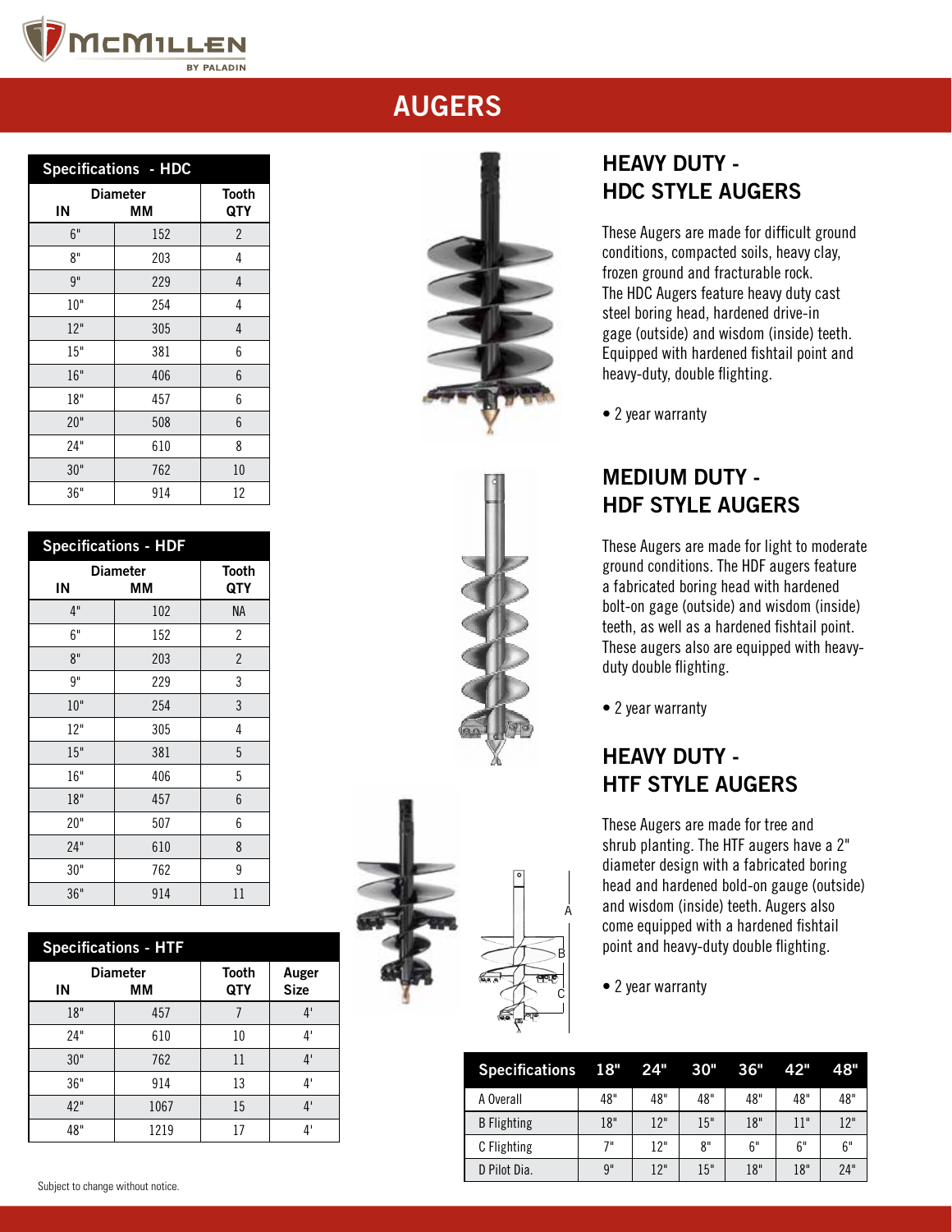# AUGERS

## Specifications - HDC

| Diameter IN | Diameter MM | Tooth QTY |
|---|---|---|
| 6" | 152 | 2 |
| 8" | 203 | 4 |
| 9" | 229 | 4 |
| 10" | 254 | 4 |
| 12" | 305 | 4 |
| 15" | 381 | 6 |
| 16" | 406 | 6 |
| 18" | 457 | 6 |
| 20" | 508 | 6 |
| 24" | 610 | 8 |
| 30" | 762 | 10 |
| 36" | 914 | 12 |

## Specifications - HDF

| Diameter IN | Diameter MM | Tooth QTY |
|---|---|---|
| 4" | 102 | NA |
| 6" | 152 | 2 |
| 8" | 203 | 2 |
| 9" | 229 | 3 |
| 10" | 254 | 3 |
| 12" | 305 | 4 |
| 15" | 381 | 5 |
| 16" | 406 | 5 |
| 18" | 457 | 6 |
| 20" | 507 | 6 |
| 24" | 610 | 8 |
| 30" | 762 | 9 |
| 36" | 914 | 11 |

## Specifications - HTF

| Diameter IN | Diameter MM | Tooth QTY | Auger Size |
|---|---|---|---|
| 18" | 457 | 7 | 4' |
| 24" | 610 | 10 | 4' |
| 30" | 762 | 11 | 4' |
| 36" | 914 | 13 | 4' |
| 42" | 1067 | 15 | 4' |
| 48" | 1219 | 17 | 4' |

## HEAVY DUTY - HDC STYLE AUGERS

These Augers are made for difficult ground conditions, compacted soils, heavy clay, frozen ground and fracturable rock. The HDC Augers feature heavy duty cast steel boring head, hardened drive-in gage (outside) and wisdom (inside) teeth. Equipped with hardened fishtail point and heavy-duty, double flighting.

- 2 year warranty

## MEDIUM DUTY - HDF STYLE AUGERS

These Augers are made for light to moderate ground conditions. The HDF augers feature a fabricated boring head with hardened bolt-on gage (outside) and wisdom (inside) teeth, as well as a hardened fishtail point. These augers also are equipped with heavy-duty double flighting.

- 2 year warranty

## HEAVY DUTY - HTF STYLE AUGERS

These Augers are made for tree and shrub planting. The HTF augers have a 2" diameter design with a fabricated boring head and hardened bold-on gauge (outside) and wisdom (inside) teeth. Augers also come equipped with a hardened fishtail point and heavy-duty double flighting.

- 2 year warranty

| Specifications | 18" | 24" | 30" | 36" | 42" | 48" |
|---|---|---|---|---|---|---|
| A Overall | 48" | 48" | 48" | 48" | 48" | 48" |
| B Flighting | 18" | 12" | 15" | 18" | 11" | 12" |
| C Flighting | 7" | 12" | 8" | 6" | 6" | 6" |
| D Pilot Dia. | 9" | 12" | 15" | 18" | 18" | 24" |

Subject to change without notice.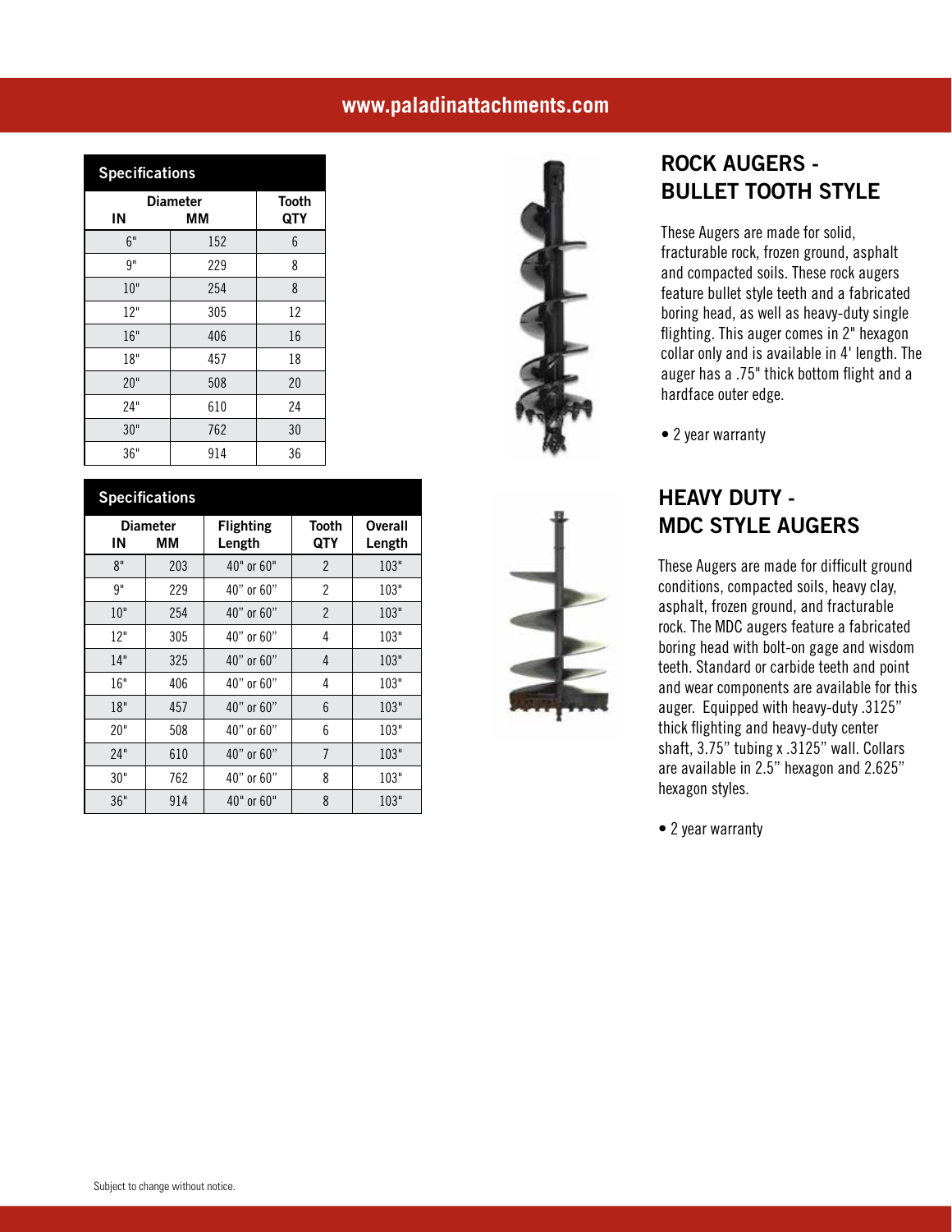## ROCK AUGERS - BULLET TOOTH STYLE

These Augers are made for solid, fracturable rock, frozen ground, asphalt and compacted soils. These rock augers feature bullet style teeth and a fabricated boring head, as well as heavy-duty single flighting. This auger comes in 2" hexagon collar only and is available in 4' length. The auger has a .75" thick bottom flight and a hardface outer edge.

- 2 year warranty

**Specifications**

| Diameter IN | Diameter MM | Tooth QTY |
|---|---|---|
| 6" | 152 | 6 |
| 9" | 229 | 8 |
| 10" | 254 | 8 |
| 12" | 305 | 12 |
| 16" | 406 | 16 |
| 18" | 457 | 18 |
| 20" | 508 | 20 |
| 24" | 610 | 24 |
| 30" | 762 | 30 |
| 36" | 914 | 36 |

## HEAVY DUTY - MDC STYLE AUGERS

These Augers are made for difficult ground conditions, compacted soils, heavy clay, asphalt, frozen ground, and fracturable rock. The MDC augers feature a fabricated boring head with bolt-on gage and wisdom teeth. Standard or carbide teeth and point and wear components are available for this auger. Equipped with heavy-duty .3125" thick flighting and heavy-duty center shaft, 3.75" tubing x .3125" wall. Collars are available in 2.5" hexagon and 2.625" hexagon styles.

- 2 year warranty

**Specifications**

| Diameter IN | Diameter MM | Flighting Length | Tooth QTY | Overall Length |
|---|---|---|---|---|
| 8" | 203 | 40" or 60" | 2 | 103" |
| 9" | 229 | 40" or 60" | 2 | 103" |
| 10" | 254 | 40" or 60" | 2 | 103" |
| 12" | 305 | 40" or 60" | 4 | 103" |
| 14" | 325 | 40" or 60" | 4 | 103" |
| 16" | 406 | 40" or 60" | 4 | 103" |
| 18" | 457 | 40" or 60" | 6 | 103" |
| 20" | 508 | 40" or 60" | 6 | 103" |
| 24" | 610 | 40" or 60" | 7 | 103" |
| 30" | 762 | 40" or 60" | 8 | 103" |
| 36" | 914 | 40" or 60" | 8 | 103" |

Subject to change without notice.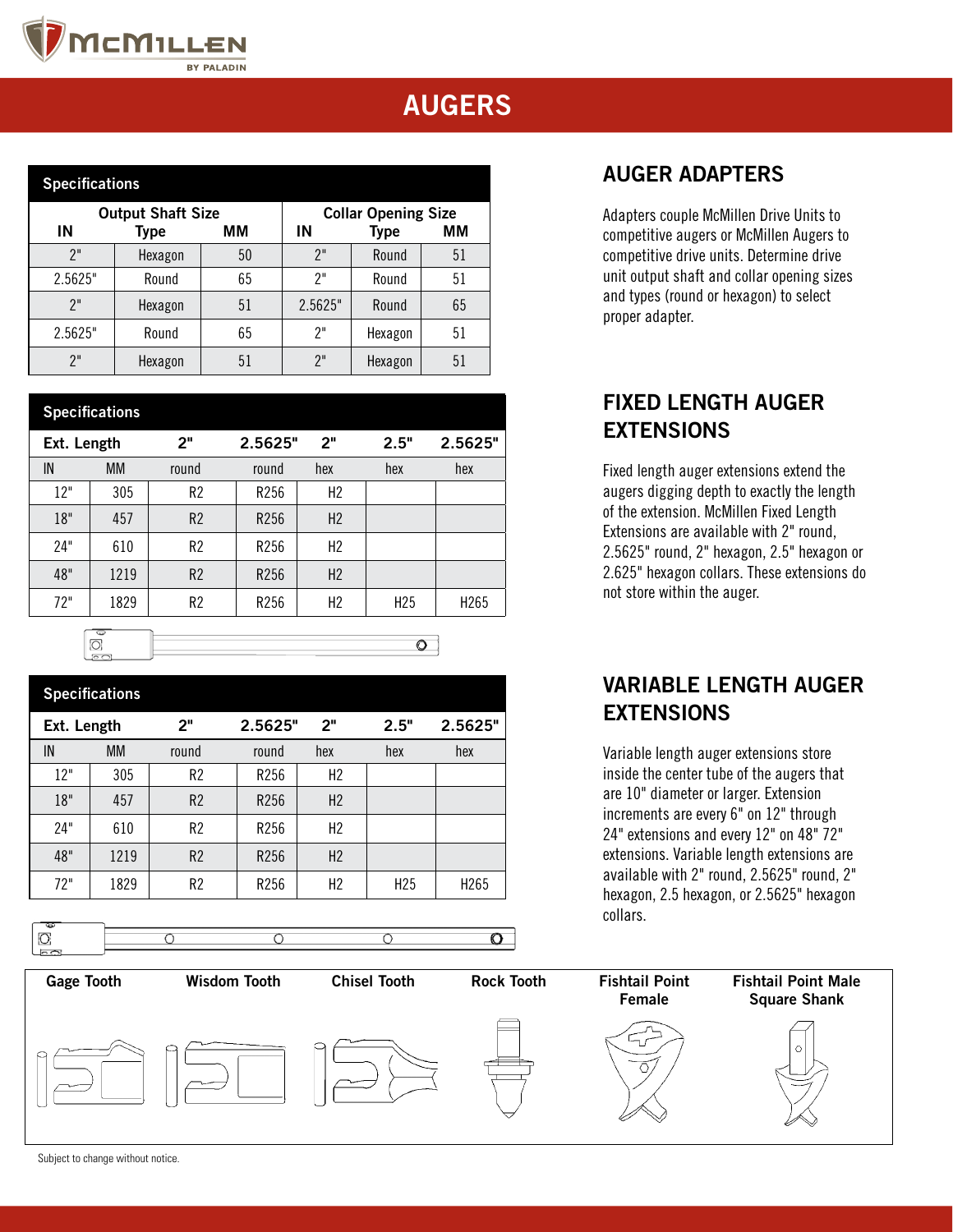# AUGERS

## AUGER ADAPTERS

Adapters couple McMillen Drive Units to competitive augers or McMillen Augers to competitive drive units. Determine drive unit output shaft and collar opening sizes and types (round or hexagon) to select proper adapter.

| Specifications | | | | | |
|---|---|---|---|---|---|
| Output Shaft Size | | | Collar Opening Size | | |
| IN | Type | MM | IN | Type | MM |
| 2" | Hexagon | 50 | 2" | Round | 51 |
| 2.5625" | Round | 65 | 2" | Round | 51 |
| 2" | Hexagon | 51 | 2.5625" | Round | 65 |
| 2.5625" | Round | 65 | 2" | Hexagon | 51 |
| 2" | Hexagon | 51 | 2" | Hexagon | 51 |

## FIXED LENGTH AUGER EXTENSIONS

Fixed length auger extensions extend the augers digging depth to exactly the length of the extension. McMillen Fixed Length Extensions are available with 2" round, 2.5625" round, 2" hexagon, 2.5" hexagon or 2.625" hexagon collars. These extensions do not store within the auger.

| Specifications | | | | | | |
|---|---|---|---|---|---|---|
| Ext. Length | | 2" | 2.5625" | 2" | 2.5" | 2.5625" |
| IN | MM | round | round | hex | hex | hex |
| 12" | 305 | R2 | R256 | H2 | | |
| 18" | 457 | R2 | R256 | H2 | | |
| 24" | 610 | R2 | R256 | H2 | | |
| 48" | 1219 | R2 | R256 | H2 | | |
| 72" | 1829 | R2 | R256 | H2 | H25 | H265 |

## VARIABLE LENGTH AUGER EXTENSIONS

Variable length auger extensions store inside the center tube of the augers that are 10" diameter or larger. Extension increments are every 6" on 12" through 24" extensions and every 12" on 48" 72" extensions. Variable length extensions are available with 2" round, 2.5625" round, 2" hexagon, 2.5 hexagon, or 2.5625" hexagon collars.

| Specifications | | | | | | |
|---|---|---|---|---|---|---|
| Ext. Length | | 2" | 2.5625" | 2" | 2.5" | 2.5625" |
| IN | MM | round | round | hex | hex | hex |
| 12" | 305 | R2 | R256 | H2 | | |
| 18" | 457 | R2 | R256 | H2 | | |
| 24" | 610 | R2 | R256 | H2 | | |
| 48" | 1219 | R2 | R256 | H2 | | |
| 72" | 1829 | R2 | R256 | H2 | H25 | H265 |

Gage Tooth | Wisdom Tooth | Chisel Tooth | Rock Tooth | Fishtail Point Female | Fishtail Point Male Square Shank

Subject to change without notice.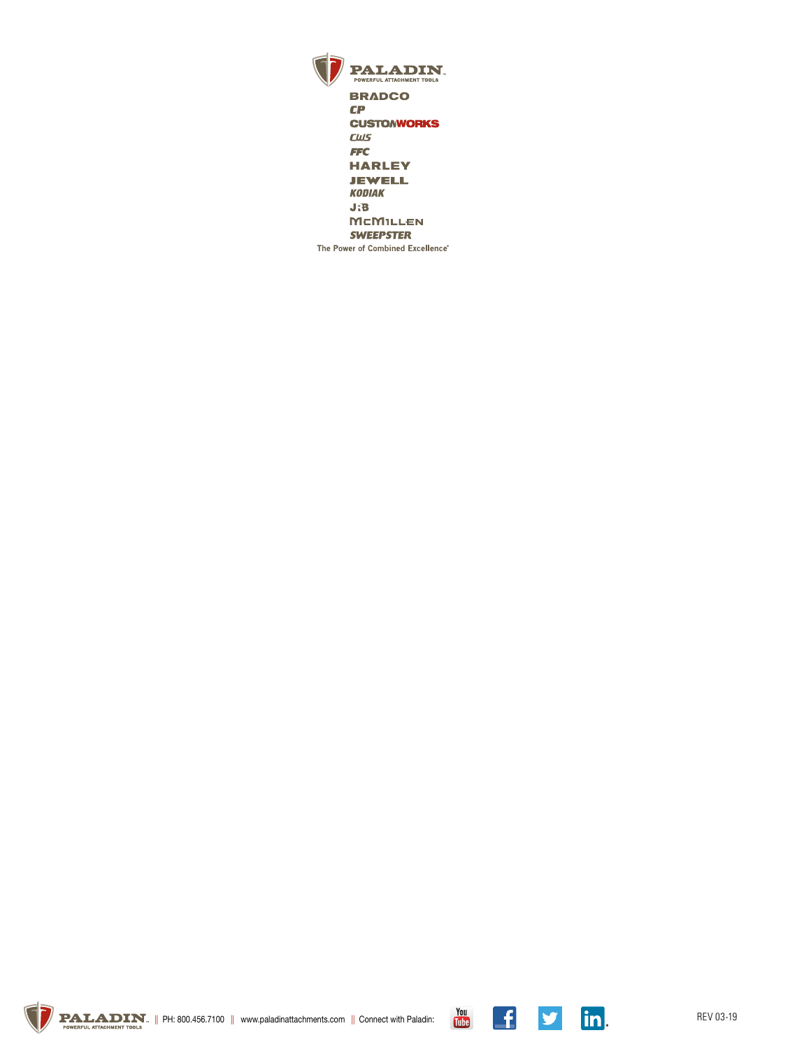PALADIN
POWERFUL ATTACHMENT TOOLS

BRADCO
CP
CUSTOMWORKS
CWS
FFC
HARLEY
JEWELL
KODIAK
J:B
McMILLEN
SWEEPSTER

The Power of Combined Excellence®

PALADIN POWERFUL ATTACHMENT TOOLS || PH: 800.456.7100 || www.paladinattachments.com || Connect with Paladin:

REV 03-19